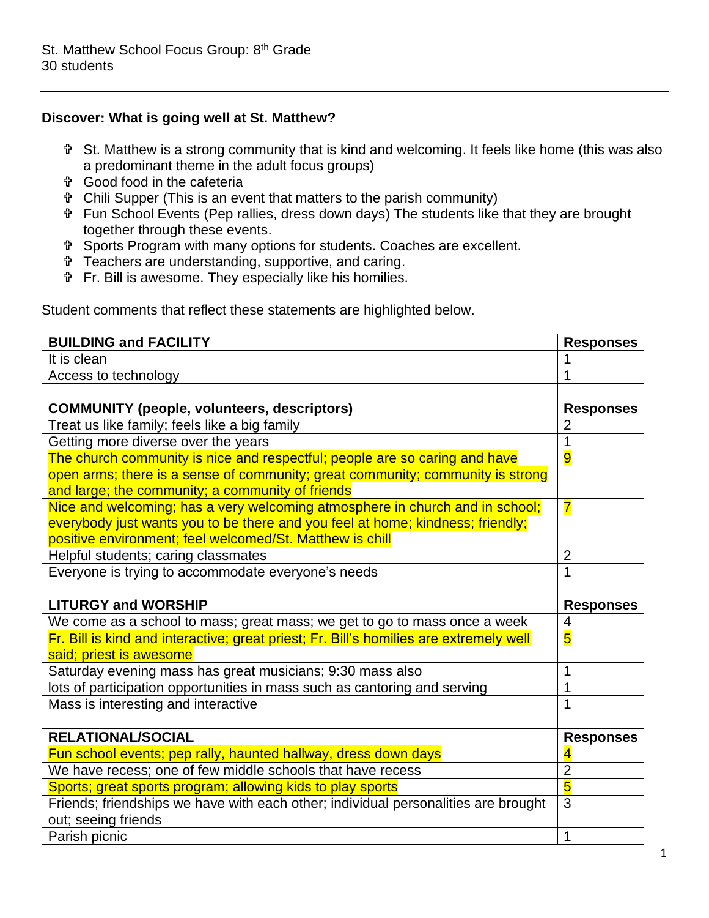St. Matthew School Focus Group: 8th Grade
30 students

---

**Discover: What is going well at St. Matthew?**

- St. Matthew is a strong community that is kind and welcoming. It feels like home (this was also a predominant theme in the adult focus groups)
- Good food in the cafeteria
- Chili Supper (This is an event that matters to the parish community)
- Fun School Events (Pep rallies, dress down days) The students like that they are brought together through these events.
- Sports Program with many options for students. Coaches are excellent.
- Teachers are understanding, supportive, and caring.
- Fr. Bill is awesome. They especially like his homilies.

Student comments that reflect these statements are highlighted below.

| **BUILDING and FACILITY** | **Responses** |
|---|---|
| It is clean | 1 |
| Access to technology | 1 |
| | |
| **COMMUNITY (people, volunteers, descriptors)** | **Responses** |
| Treat us like family; feels like a big family | 2 |
| Getting more diverse over the years | 1 |
| The church community is nice and respectful; people are so caring and have open arms; there is a sense of community; great community; community is strong and large; the community; a community of friends | 9 |
| Nice and welcoming; has a very welcoming atmosphere in church and in school; everybody just wants you to be there and you feel at home; kindness; friendly; positive environment; feel welcomed/St. Matthew is chill | 7 |
| Helpful students; caring classmates | 2 |
| Everyone is trying to accommodate everyone's needs | 1 |
| | |
| **LITURGY and WORSHIP** | **Responses** |
| We come as a school to mass; great mass; we get to go to mass once a week | 4 |
| Fr. Bill is kind and interactive; great priest; Fr. Bill's homilies are extremely well said; priest is awesome | 5 |
| Saturday evening mass has great musicians; 9:30 mass also | 1 |
| lots of participation opportunities in mass such as cantoring and serving | 1 |
| Mass is interesting and interactive | 1 |
| | |
| **RELATIONAL/SOCIAL** | **Responses** |
| Fun school events; pep rally, haunted hallway, dress down days | 4 |
| We have recess; one of few middle schools that have recess | 2 |
| Sports; great sports program; allowing kids to play sports | 5 |
| Friends; friendships we have with each other; individual personalities are brought out; seeing friends | 3 |
| Parish picnic | 1 |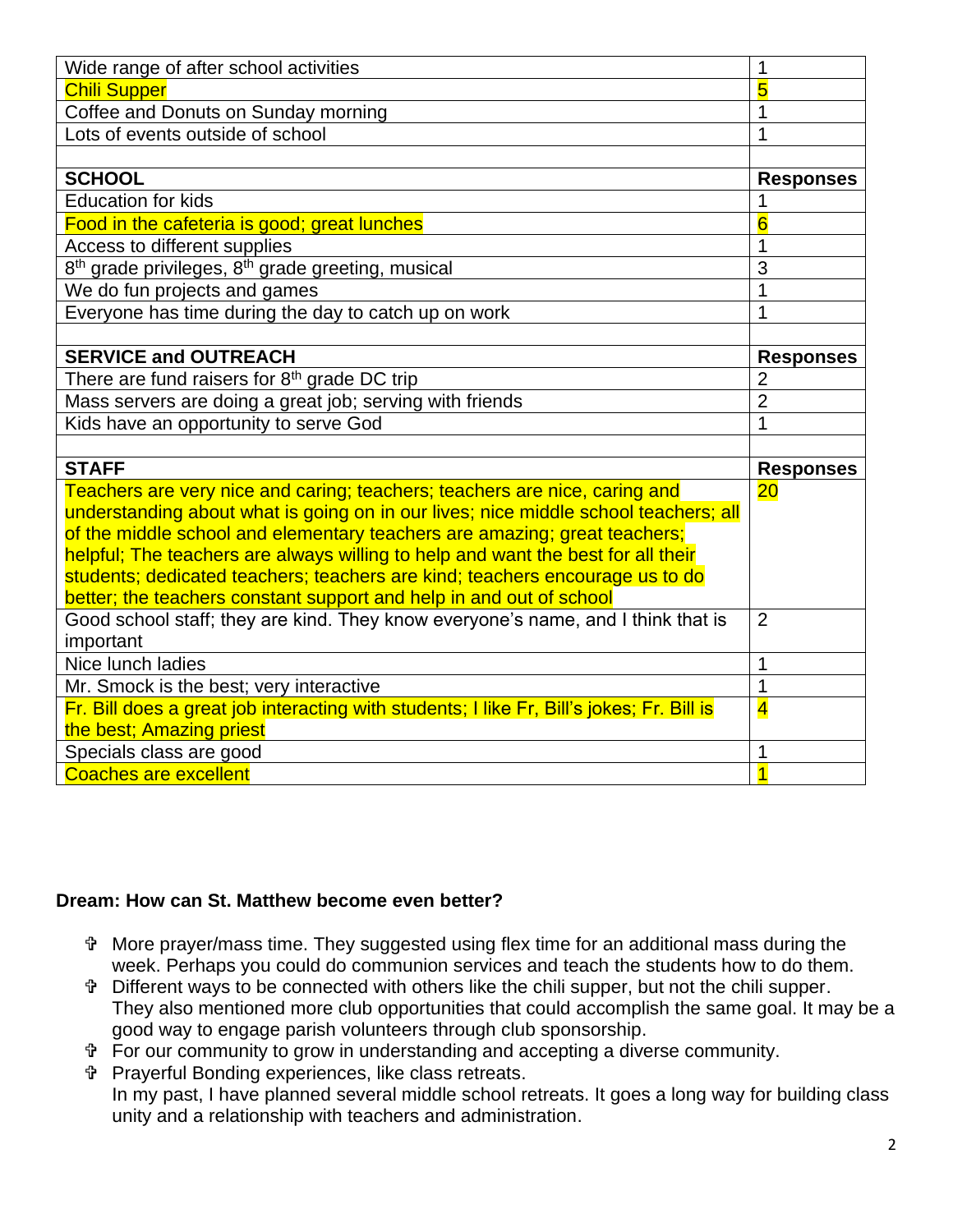| | |
|---|---|
| Wide range of after school activities | 1 |
| Chili Supper | 5 |
| Coffee and Donuts on Sunday morning | 1 |
| Lots of events outside of school | 1 |
| | |
| **SCHOOL** | **Responses** |
| Education for kids | 1 |
| Food in the cafeteria is good; great lunches | 6 |
| Access to different supplies | 1 |
| 8th grade privileges, 8th grade greeting, musical | 3 |
| We do fun projects and games | 1 |
| Everyone has time during the day to catch up on work | 1 |
| | |
| **SERVICE and OUTREACH** | **Responses** |
| There are fund raisers for 8th grade DC trip | 2 |
| Mass servers are doing a great job; serving with friends | 2 |
| Kids have an opportunity to serve God | 1 |
| | |
| **STAFF** | **Responses** |
| Teachers are very nice and caring; teachers; teachers are nice, caring and understanding about what is going on in our lives; nice middle school teachers; all of the middle school and elementary teachers are amazing; great teachers; helpful; The teachers are always willing to help and want the best for all their students; dedicated teachers; teachers are kind; teachers encourage us to do better; the teachers constant support and help in and out of school | 20 |
| Good school staff; they are kind. They know everyone's name, and I think that is important | 2 |
| Nice lunch ladies | 1 |
| Mr. Smock is the best; very interactive | 1 |
| Fr. Bill does a great job interacting with students; I like Fr, Bill's jokes; Fr. Bill is the best; Amazing priest | 4 |
| Specials class are good | 1 |
| Coaches are excellent | 1 |

**Dream: How can St. Matthew become even better?**

- More prayer/mass time. They suggested using flex time for an additional mass during the week. Perhaps you could do communion services and teach the students how to do them.
- Different ways to be connected with others like the chili supper, but not the chili supper. They also mentioned more club opportunities that could accomplish the same goal. It may be a good way to engage parish volunteers through club sponsorship.
- For our community to grow in understanding and accepting a diverse community.
- Prayerful Bonding experiences, like class retreats.
  In my past, I have planned several middle school retreats. It goes a long way for building class unity and a relationship with teachers and administration.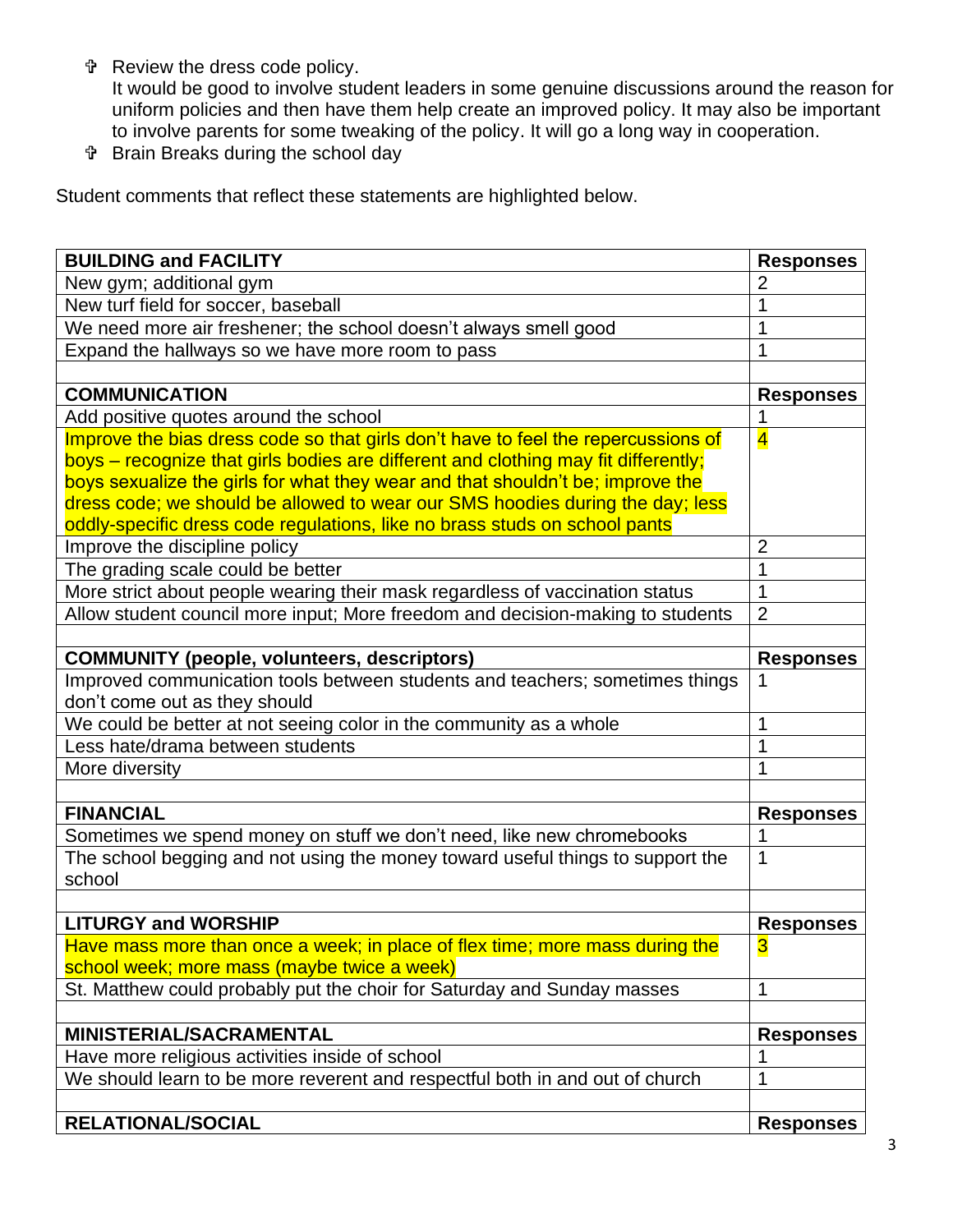- Review the dress code policy.
  It would be good to involve student leaders in some genuine discussions around the reason for uniform policies and then have them help create an improved policy. It may also be important to involve parents for some tweaking of the policy. It will go a long way in cooperation.
- Brain Breaks during the school day

Student comments that reflect these statements are highlighted below.

| **BUILDING and FACILITY** | **Responses** |
|---|---|
| New gym; additional gym | 2 |
| New turf field for soccer, baseball | 1 |
| We need more air freshener; the school doesn't always smell good | 1 |
| Expand the hallways so we have more room to pass | 1 |
| | |
| **COMMUNICATION** | **Responses** |
| Add positive quotes around the school | 1 |
| Improve the bias dress code so that girls don't have to feel the repercussions of boys – recognize that girls bodies are different and clothing may fit differently; boys sexualize the girls for what they wear and that shouldn't be; improve the dress code; we should be allowed to wear our SMS hoodies during the day; less oddly-specific dress code regulations, like no brass studs on school pants | 4 |
| Improve the discipline policy | 2 |
| The grading scale could be better | 1 |
| More strict about people wearing their mask regardless of vaccination status | 1 |
| Allow student council more input; More freedom and decision-making to students | 2 |
| | |
| **COMMUNITY (people, volunteers, descriptors)** | **Responses** |
| Improved communication tools between students and teachers; sometimes things don't come out as they should | 1 |
| We could be better at not seeing color in the community as a whole | 1 |
| Less hate/drama between students | 1 |
| More diversity | 1 |
| | |
| **FINANCIAL** | **Responses** |
| Sometimes we spend money on stuff we don't need, like new chromebooks | 1 |
| The school begging and not using the money toward useful things to support the school | 1 |
| | |
| **LITURGY and WORSHIP** | **Responses** |
| Have mass more than once a week; in place of flex time; more mass during the school week; more mass (maybe twice a week) | 3 |
| St. Matthew could probably put the choir for Saturday and Sunday masses | 1 |
| | |
| **MINISTERIAL/SACRAMENTAL** | **Responses** |
| Have more religious activities inside of school | 1 |
| We should learn to be more reverent and respectful both in and out of church | 1 |
| | |
| **RELATIONAL/SOCIAL** | **Responses** |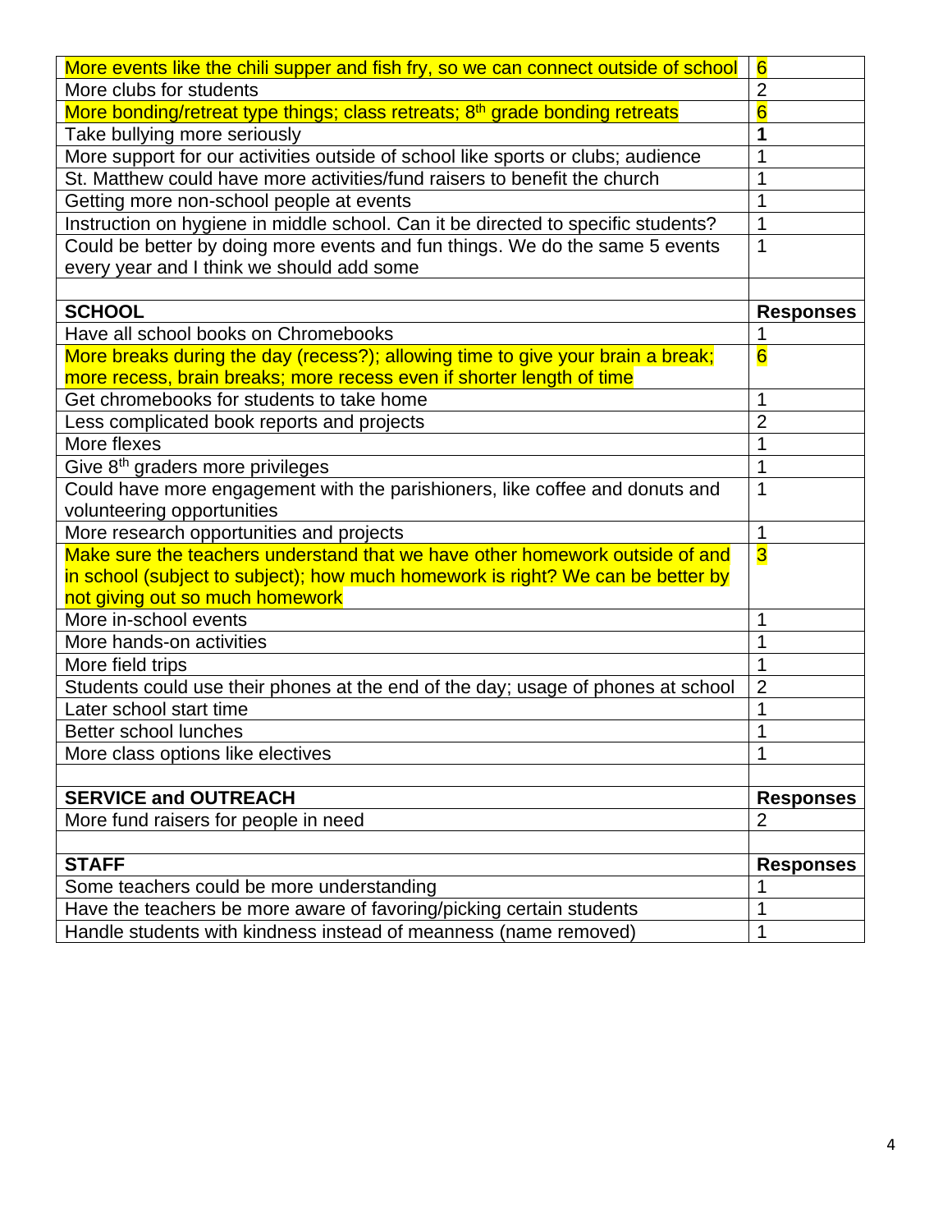| | |
|---|---|
| More events like the chili supper and fish fry, so we can connect outside of school | 6 |
| More clubs for students | 2 |
| More bonding/retreat type things; class retreats; 8th grade bonding retreats | 6 |
| Take bullying more seriously | **1** |
| More support for our activities outside of school like sports or clubs; audience | 1 |
| St. Matthew could have more activities/fund raisers to benefit the church | 1 |
| Getting more non-school people at events | 1 |
| Instruction on hygiene in middle school. Can it be directed to specific students? | 1 |
| Could be better by doing more events and fun things. We do the same 5 events every year and I think we should add some | 1 |
| | |
| **SCHOOL** | **Responses** |
| Have all school books on Chromebooks | 1 |
| More breaks during the day (recess?); allowing time to give your brain a break; more recess, brain breaks; more recess even if shorter length of time | 6 |
| Get chromebooks for students to take home | 1 |
| Less complicated book reports and projects | 2 |
| More flexes | 1 |
| Give 8th graders more privileges | 1 |
| Could have more engagement with the parishioners, like coffee and donuts and volunteering opportunities | 1 |
| More research opportunities and projects | 1 |
| Make sure the teachers understand that we have other homework outside of and in school (subject to subject); how much homework is right? We can be better by not giving out so much homework | 3 |
| More in-school events | 1 |
| More hands-on activities | 1 |
| More field trips | 1 |
| Students could use their phones at the end of the day; usage of phones at school | 2 |
| Later school start time | 1 |
| Better school lunches | 1 |
| More class options like electives | 1 |
| | |
| **SERVICE and OUTREACH** | **Responses** |
| More fund raisers for people in need | 2 |
| | |
| **STAFF** | **Responses** |
| Some teachers could be more understanding | 1 |
| Have the teachers be more aware of favoring/picking certain students | 1 |
| Handle students with kindness instead of meanness (name removed) | 1 |